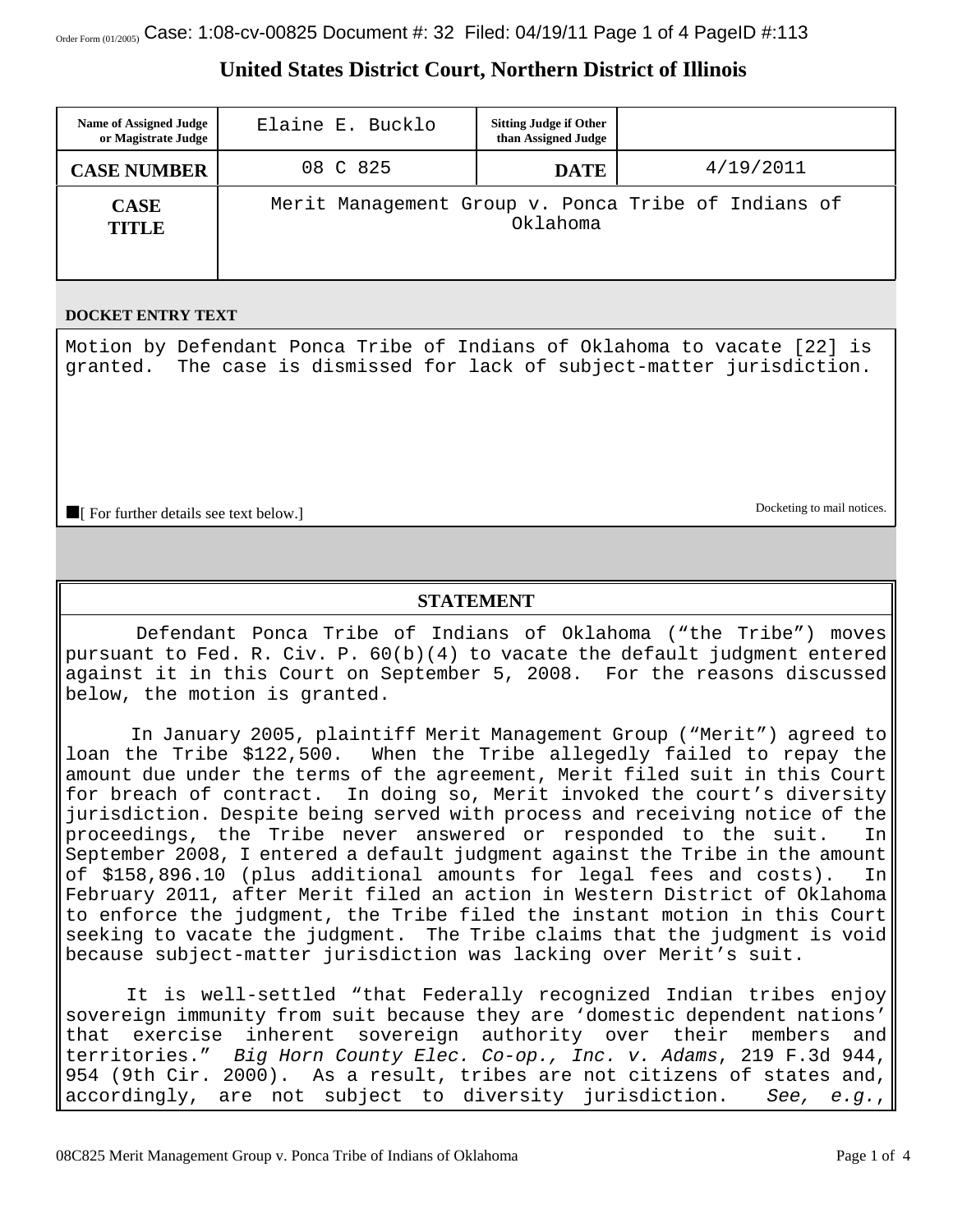Order Form (01/2005) Case: 1:08-cv-00825 Document #: 32 Filed: 04/19/11 Page 1 of 4 PageID #:113

# United States District Court, Northern District of Illinois

| Name of Assigned Judge or Magistrate Judge | Elaine E. Bucklo | Sitting Judge if Other than Assigned Judge | |
|---|---|---|---|
| **CASE NUMBER** | 08 C 825 | **DATE** | 4/19/2011 |
| **CASE TITLE** | Merit Management Group v. Ponca Tribe of Indians of Oklahoma | | |

**DOCKET ENTRY TEXT**

Motion by Defendant Ponca Tribe of Indians of Oklahoma to vacate [22] is granted. The case is dismissed for lack of subject-matter jurisdiction.

■[ For further details see text below.] Docketing to mail notices.

## STATEMENT

Defendant Ponca Tribe of Indians of Oklahoma ("the Tribe") moves pursuant to Fed. R. Civ. P. 60(b)(4) to vacate the default judgment entered against it in this Court on September 5, 2008. For the reasons discussed below, the motion is granted.

In January 2005, plaintiff Merit Management Group ("Merit") agreed to loan the Tribe $122,500. When the Tribe allegedly failed to repay the amount due under the terms of the agreement, Merit filed suit in this Court for breach of contract. In doing so, Merit invoked the court's diversity jurisdiction. Despite being served with process and receiving notice of the proceedings, the Tribe never answered or responded to the suit. In September 2008, I entered a default judgment against the Tribe in the amount of $158,896.10 (plus additional amounts for legal fees and costs). In February 2011, after Merit filed an action in Western District of Oklahoma to enforce the judgment, the Tribe filed the instant motion in this Court seeking to vacate the judgment. The Tribe claims that the judgment is void because subject-matter jurisdiction was lacking over Merit's suit.

It is well-settled "that Federally recognized Indian tribes enjoy sovereign immunity from suit because they are 'domestic dependent nations' that exercise inherent sovereign authority over their members and territories." *Big Horn County Elec. Co-op., Inc. v. Adams*, 219 F.3d 944, 954 (9th Cir. 2000). As a result, tribes are not citizens of states and, accordingly, are not subject to diversity jurisdiction. *See, e.g.*,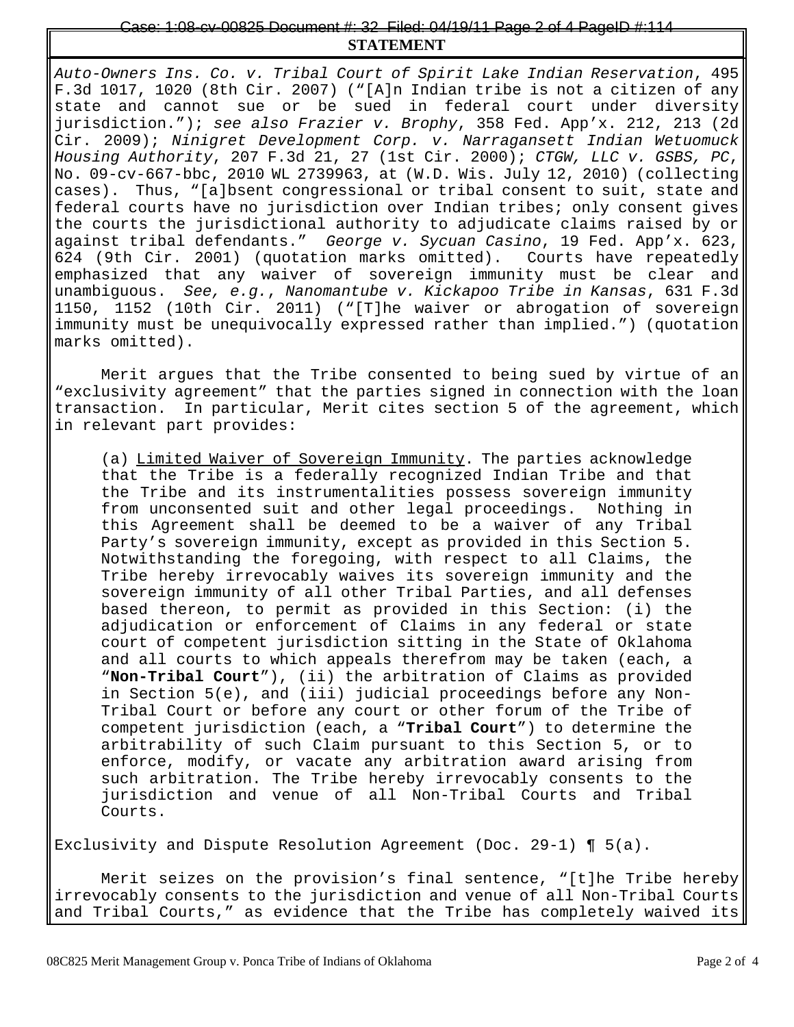**STATEMENT**

*Auto-Owners Ins. Co. v. Tribal Court of Spirit Lake Indian Reservation*, 495 F.3d 1017, 1020 (8th Cir. 2007) ("[A]n Indian tribe is not a citizen of any state and cannot sue or be sued in federal court under diversity jurisdiction."); *see also Frazier v. Brophy*, 358 Fed. App'x. 212, 213 (2d Cir. 2009); *Ninigret Development Corp. v. Narragansett Indian Wetuomuck Housing Authority*, 207 F.3d 21, 27 (1st Cir. 2000); *CTGW, LLC v. GSBS, PC*, No. 09-cv-667-bbc, 2010 WL 2739963, at (W.D. Wis. July 12, 2010) (collecting cases). Thus, "[a]bsent congressional or tribal consent to suit, state and federal courts have no jurisdiction over Indian tribes; only consent gives the courts the jurisdictional authority to adjudicate claims raised by or against tribal defendants." *George v. Sycuan Casino*, 19 Fed. App'x. 623, 624 (9th Cir. 2001) (quotation marks omitted). Courts have repeatedly emphasized that any waiver of sovereign immunity must be clear and unambiguous. *See, e.g.*, *Nanomantube v. Kickapoo Tribe in Kansas*, 631 F.3d 1150, 1152 (10th Cir. 2011) ("[T]he waiver or abrogation of sovereign immunity must be unequivocally expressed rather than implied.") (quotation marks omitted).

Merit argues that the Tribe consented to being sued by virtue of an "exclusivity agreement" that the parties signed in connection with the loan transaction. In particular, Merit cites section 5 of the agreement, which in relevant part provides:

> (a) Limited Waiver of Sovereign Immunity. The parties acknowledge that the Tribe is a federally recognized Indian Tribe and that the Tribe and its instrumentalities possess sovereign immunity from unconsented suit and other legal proceedings. Nothing in this Agreement shall be deemed to be a waiver of any Tribal Party's sovereign immunity, except as provided in this Section 5. Notwithstanding the foregoing, with respect to all Claims, the Tribe hereby irrevocably waives its sovereign immunity and the sovereign immunity of all other Tribal Parties, and all defenses based thereon, to permit as provided in this Section: (i) the adjudication or enforcement of Claims in any federal or state court of competent jurisdiction sitting in the State of Oklahoma and all courts to which appeals therefrom may be taken (each, a "**Non-Tribal Court**"), (ii) the arbitration of Claims as provided in Section 5(e), and (iii) judicial proceedings before any Non-Tribal Court or before any court or other forum of the Tribe of competent jurisdiction (each, a "**Tribal Court**") to determine the arbitrability of such Claim pursuant to this Section 5, or to enforce, modify, or vacate any arbitration award arising from such arbitration. The Tribe hereby irrevocably consents to the jurisdiction and venue of all Non-Tribal Courts and Tribal Courts.

Exclusivity and Dispute Resolution Agreement (Doc. 29-1) ¶ 5(a).

Merit seizes on the provision's final sentence, "[t]he Tribe hereby irrevocably consents to the jurisdiction and venue of all Non-Tribal Courts and Tribal Courts," as evidence that the Tribe has completely waived its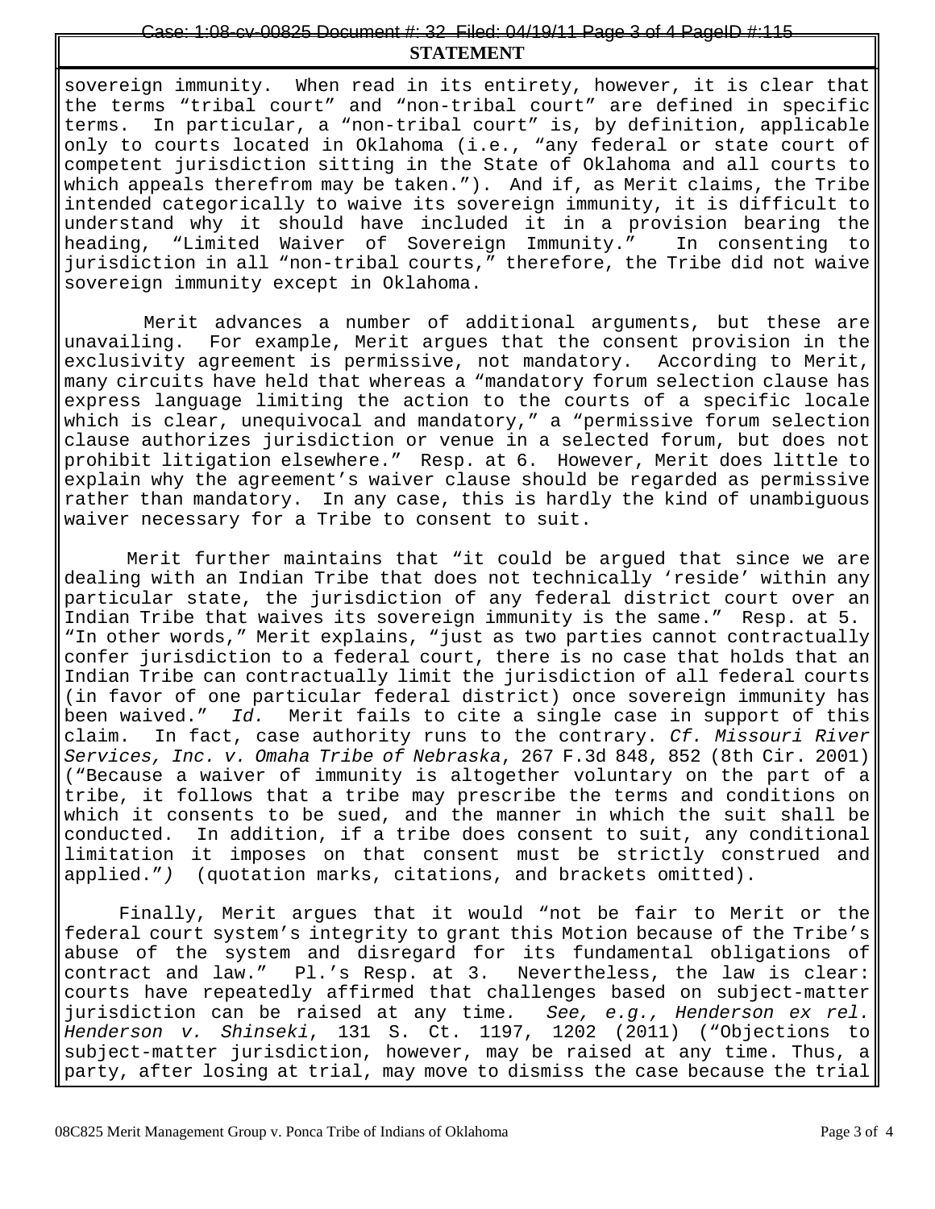**STATEMENT**

sovereign immunity. When read in its entirety, however, it is clear that the terms "tribal court" and "non-tribal court" are defined in specific terms. In particular, a "non-tribal court" is, by definition, applicable only to courts located in Oklahoma (i.e., "any federal or state court of competent jurisdiction sitting in the State of Oklahoma and all courts to which appeals therefrom may be taken."). And if, as Merit claims, the Tribe intended categorically to waive its sovereign immunity, it is difficult to understand why it should have included it in a provision bearing the heading, "Limited Waiver of Sovereign Immunity." In consenting to jurisdiction in all "non-tribal courts," therefore, the Tribe did not waive sovereign immunity except in Oklahoma.

Merit advances a number of additional arguments, but these are unavailing. For example, Merit argues that the consent provision in the exclusivity agreement is permissive, not mandatory. According to Merit, many circuits have held that whereas a "mandatory forum selection clause has express language limiting the action to the courts of a specific locale which is clear, unequivocal and mandatory," a "permissive forum selection clause authorizes jurisdiction or venue in a selected forum, but does not prohibit litigation elsewhere." Resp. at 6. However, Merit does little to explain why the agreement's waiver clause should be regarded as permissive rather than mandatory. In any case, this is hardly the kind of unambiguous waiver necessary for a Tribe to consent to suit.

Merit further maintains that "it could be argued that since we are dealing with an Indian Tribe that does not technically 'reside' within any particular state, the jurisdiction of any federal district court over an Indian Tribe that waives its sovereign immunity is the same." Resp. at 5. "In other words," Merit explains, "just as two parties cannot contractually confer jurisdiction to a federal court, there is no case that holds that an Indian Tribe can contractually limit the jurisdiction of all federal courts (in favor of one particular federal district) once sovereign immunity has been waived." *Id.* Merit fails to cite a single case in support of this claim. In fact, case authority runs to the contrary. *Cf. Missouri River Services, Inc. v. Omaha Tribe of Nebraska*, 267 F.3d 848, 852 (8th Cir. 2001) ("Because a waiver of immunity is altogether voluntary on the part of a tribe, it follows that a tribe may prescribe the terms and conditions on which it consents to be sued, and the manner in which the suit shall be conducted. In addition, if a tribe does consent to suit, any conditional limitation it imposes on that consent must be strictly construed and applied.") (quotation marks, citations, and brackets omitted).

Finally, Merit argues that it would "not be fair to Merit or the federal court system's integrity to grant this Motion because of the Tribe's abuse of the system and disregard for its fundamental obligations of contract and law." Pl.'s Resp. at 3. Nevertheless, the law is clear: courts have repeatedly affirmed that challenges based on subject-matter jurisdiction can be raised at any time. *See, e.g., Henderson ex rel. Henderson v. Shinseki*, 131 S. Ct. 1197, 1202 (2011) ("Objections to subject-matter jurisdiction, however, may be raised at any time. Thus, a party, after losing at trial, may move to dismiss the case because the trial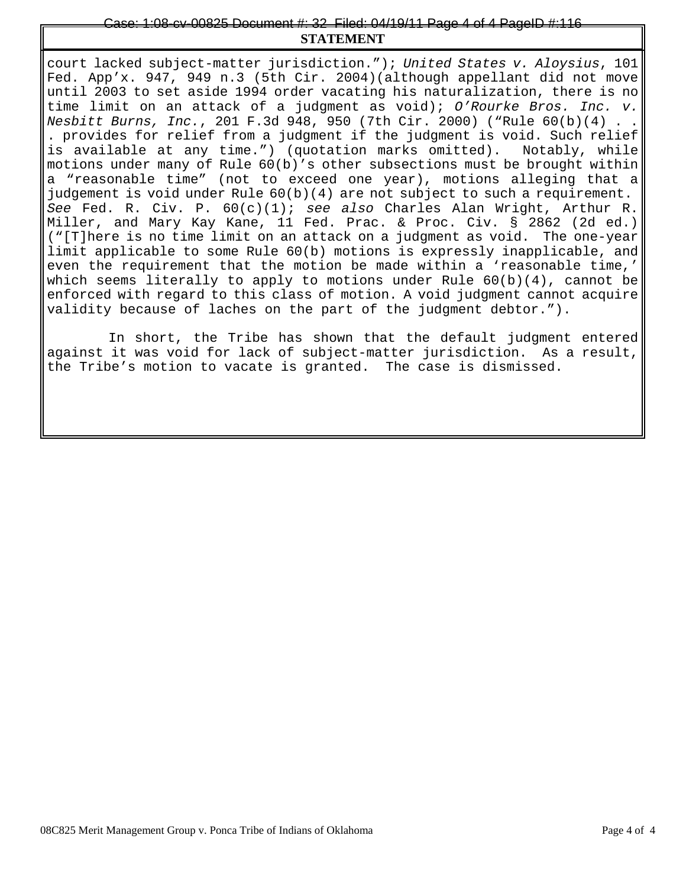**STATEMENT**

court lacked subject-matter jurisdiction."); *United States v. Aloysius*, 101 Fed. App'x. 947, 949 n.3 (5th Cir. 2004)(although appellant did not move until 2003 to set aside 1994 order vacating his naturalization, there is no time limit on an attack of a judgment as void); *O'Rourke Bros. Inc. v. Nesbitt Burns, Inc.*, 201 F.3d 948, 950 (7th Cir. 2000) ("Rule 60(b)(4) . . . provides for relief from a judgment if the judgment is void. Such relief is available at any time.") (quotation marks omitted). Notably, while motions under many of Rule 60(b)'s other subsections must be brought within a "reasonable time" (not to exceed one year), motions alleging that a judgement is void under Rule 60(b)(4) are not subject to such a requirement. *See* Fed. R. Civ. P. 60(c)(1); *see also* Charles Alan Wright, Arthur R. Miller, and Mary Kay Kane, 11 Fed. Prac. & Proc. Civ. § 2862 (2d ed.) ("[T]here is no time limit on an attack on a judgment as void. The one-year limit applicable to some Rule 60(b) motions is expressly inapplicable, and even the requirement that the motion be made within a 'reasonable time,' which seems literally to apply to motions under Rule 60(b)(4), cannot be enforced with regard to this class of motion. A void judgment cannot acquire validity because of laches on the part of the judgment debtor.").

In short, the Tribe has shown that the default judgment entered against it was void for lack of subject-matter jurisdiction. As a result, the Tribe's motion to vacate is granted. The case is dismissed.